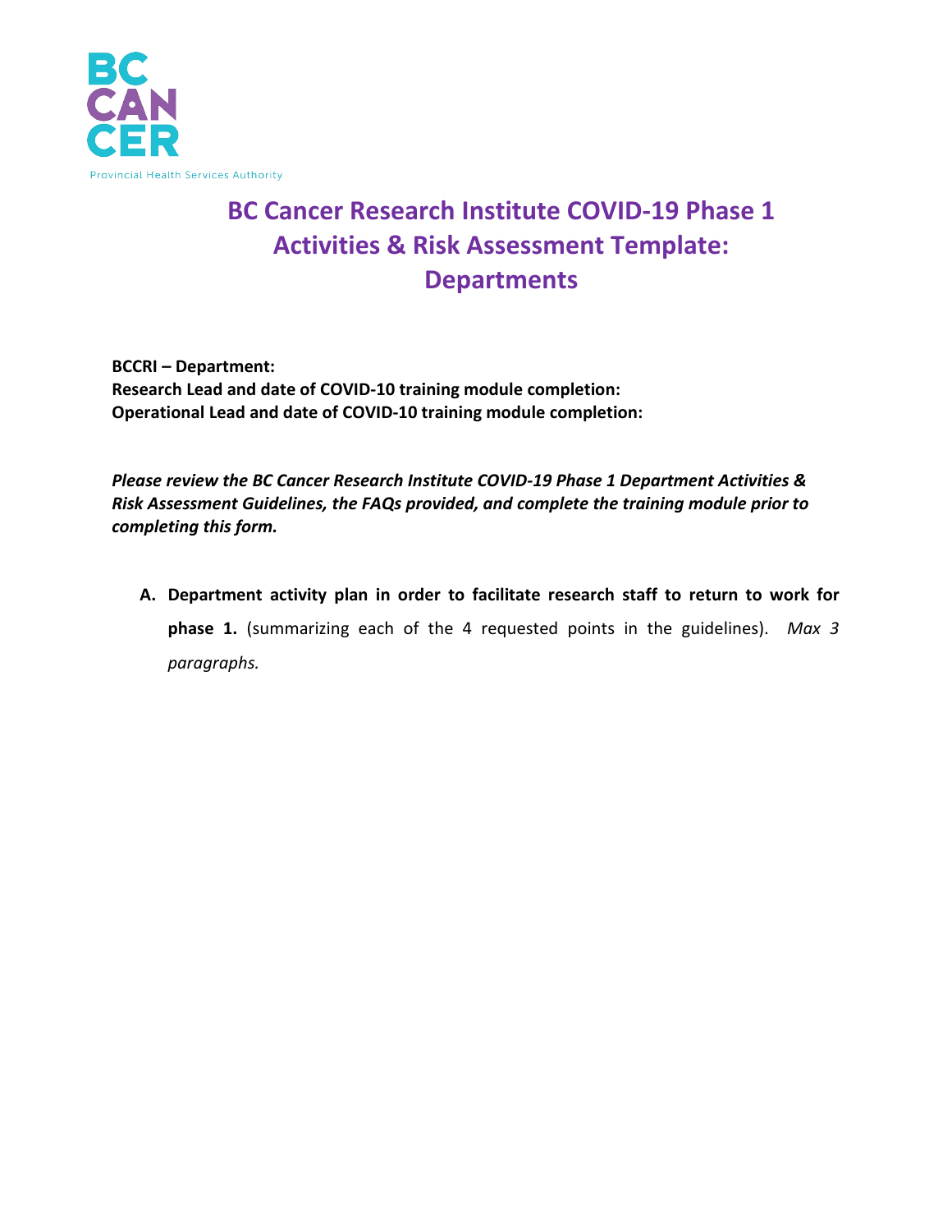BC CANCER

Provincial Health Services Authority

# BC Cancer Research Institute COVID-19 Phase 1 Activities & Risk Assessment Template: Departments

**BCCRI – Department:**
**Research Lead and date of COVID-10 training module completion:**
**Operational Lead and date of COVID-10 training module completion:**

***Please review the BC Cancer Research Institute COVID-19 Phase 1 Department Activities & Risk Assessment Guidelines, the FAQs provided, and complete the training module prior to completing this form.***

A. **Department activity plan in order to facilitate research staff to return to work for phase 1.** (summarizing each of the 4 requested points in the guidelines). *Max 3 paragraphs.*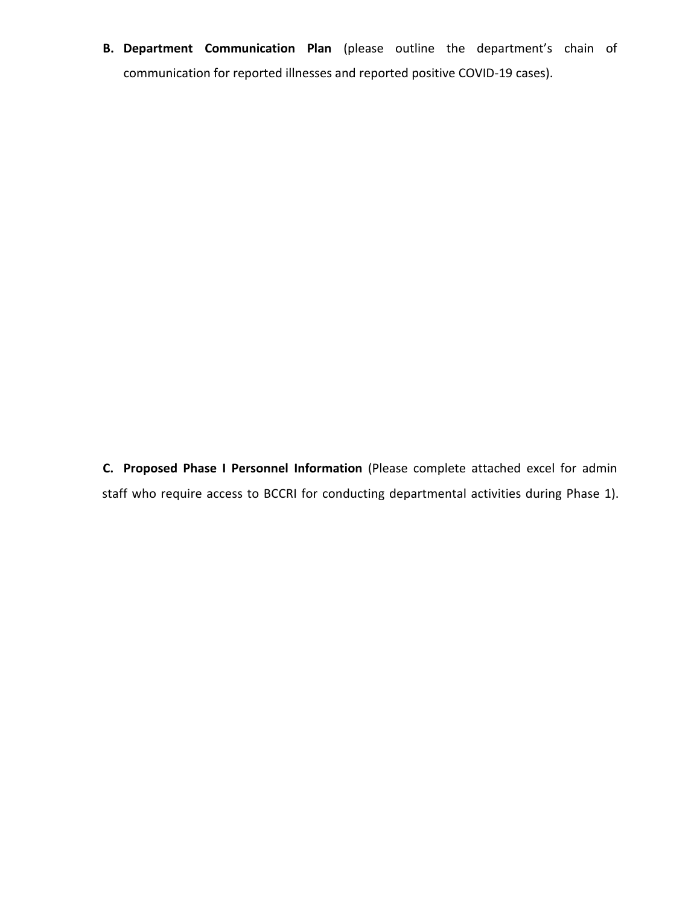**B. Department Communication Plan** (please outline the department's chain of communication for reported illnesses and reported positive COVID-19 cases).

**C. Proposed Phase I Personnel Information** (Please complete attached excel for admin staff who require access to BCCRI for conducting departmental activities during Phase 1).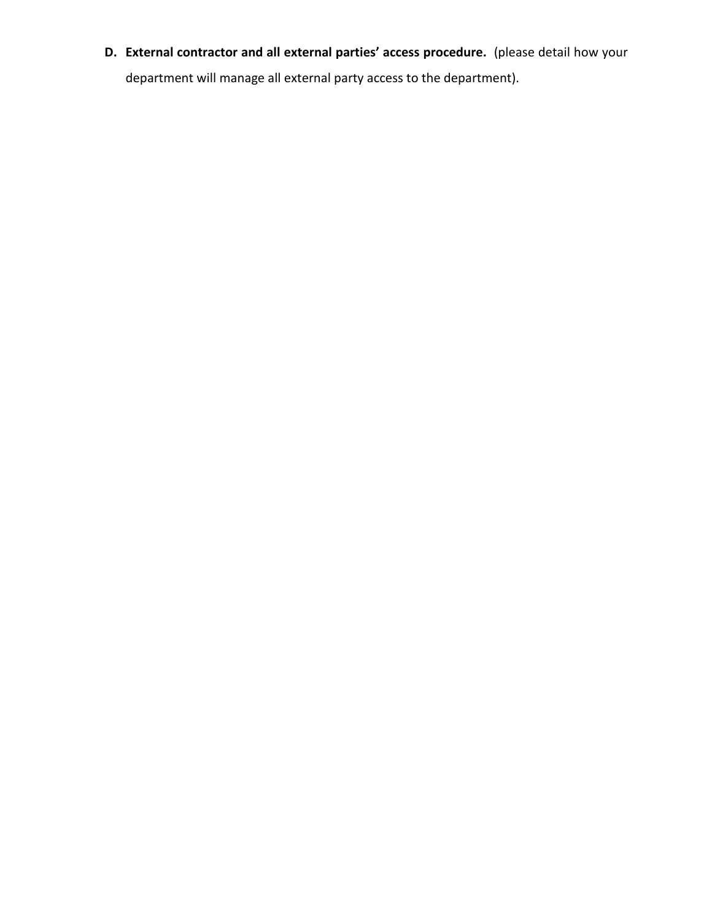**D. External contractor and all external parties' access procedure.** (please detail how your department will manage all external party access to the department).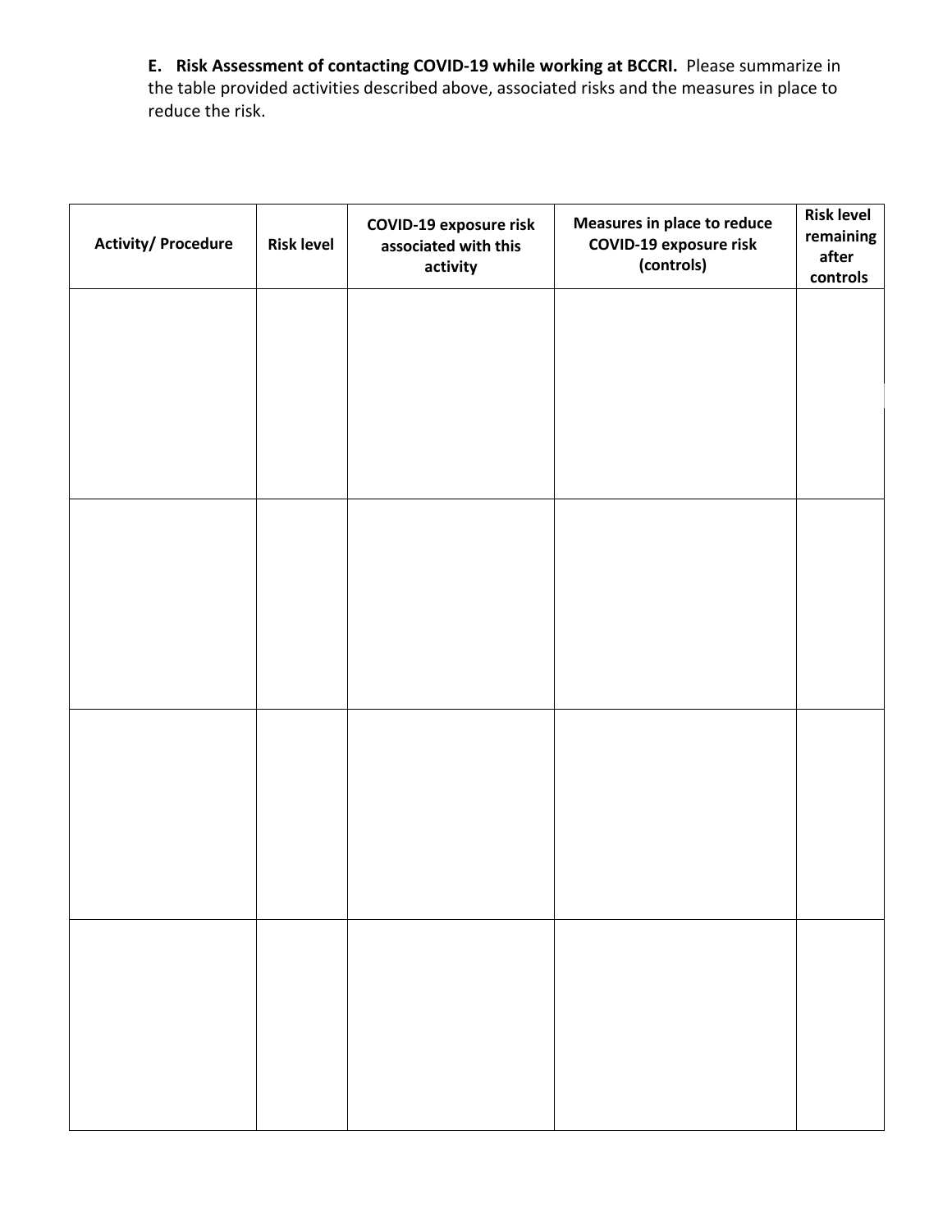**E. Risk Assessment of contacting COVID-19 while working at BCCRI.** Please summarize in the table provided activities described above, associated risks and the measures in place to reduce the risk.

| Activity/ Procedure | Risk level | COVID-19 exposure risk associated with this activity | Measures in place to reduce COVID-19 exposure risk (controls) | Risk level remaining after controls |
|---|---|---|---|---|
| | | | | |
| | | | | |
| | | | | |
| | | | | |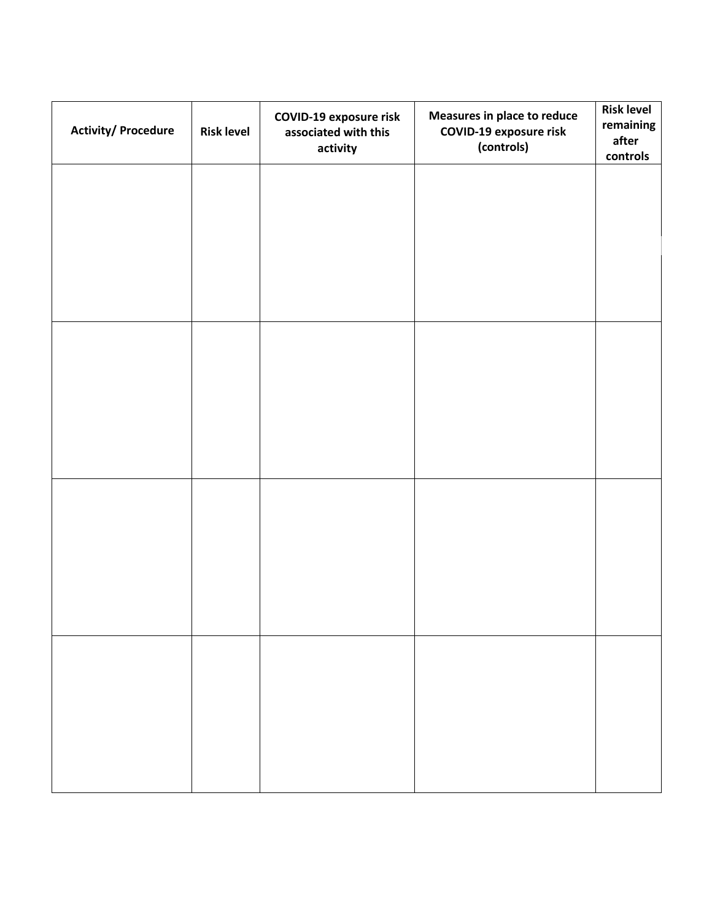| Activity/ Procedure | Risk level | COVID-19 exposure risk associated with this activity | Measures in place to reduce COVID-19 exposure risk (controls) | Risk level remaining after controls |
|---|---|---|---|---|
| | | | | |
| | | | | |
| | | | | |
| | | | | |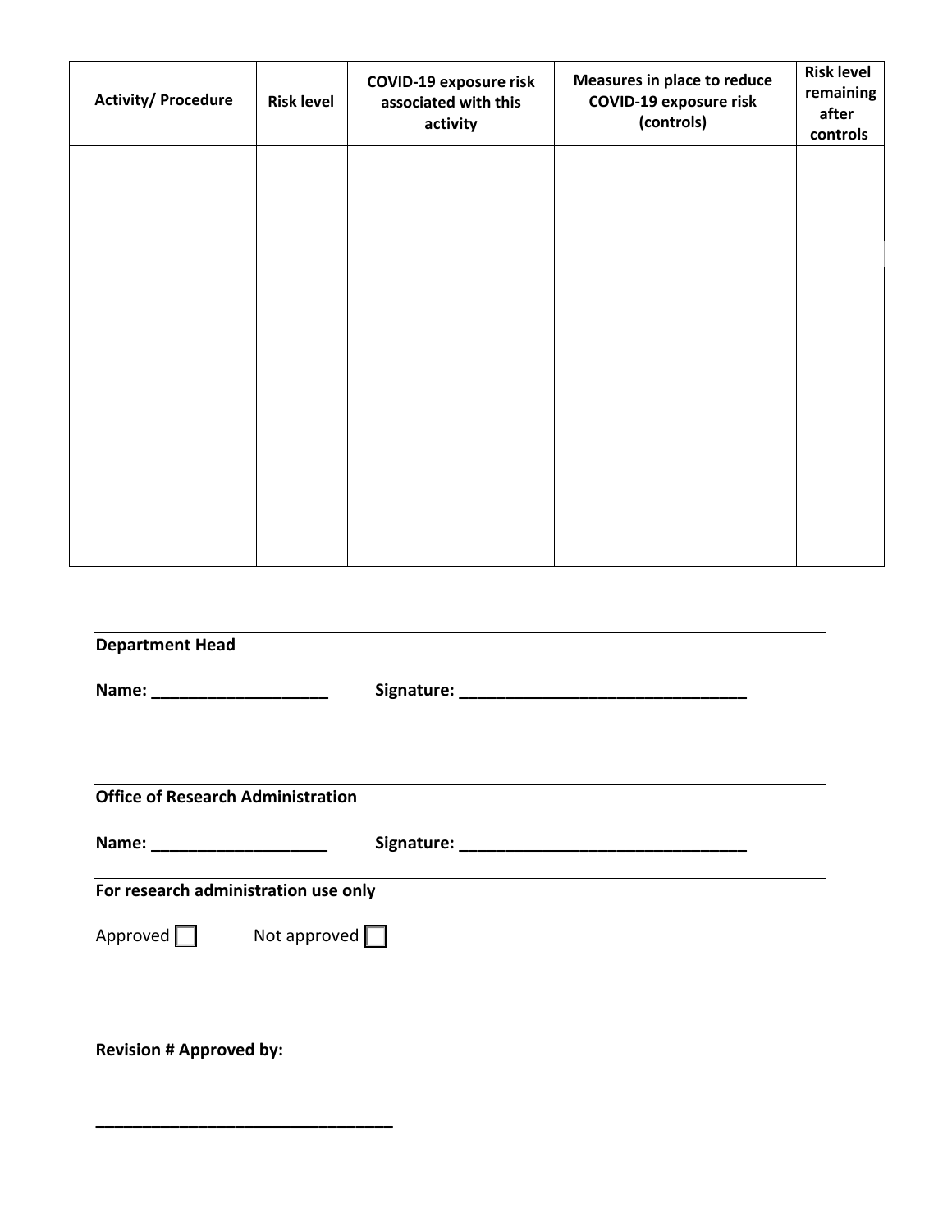| Activity/ Procedure | Risk level | COVID-19 exposure risk associated with this activity | Measures in place to reduce COVID-19 exposure risk (controls) | Risk level remaining after controls |
|---|---|---|---|---|
| | | | | |
| | | | | |

**Department Head**

**Name: ___________________** **Signature: _______________________________**

**Office of Research Administration**

**Name: ___________________** **Signature: _______________________________**

**For research administration use only**

Approved ☐ Not approved ☐

**Revision # Approved by:**

**________________________________**